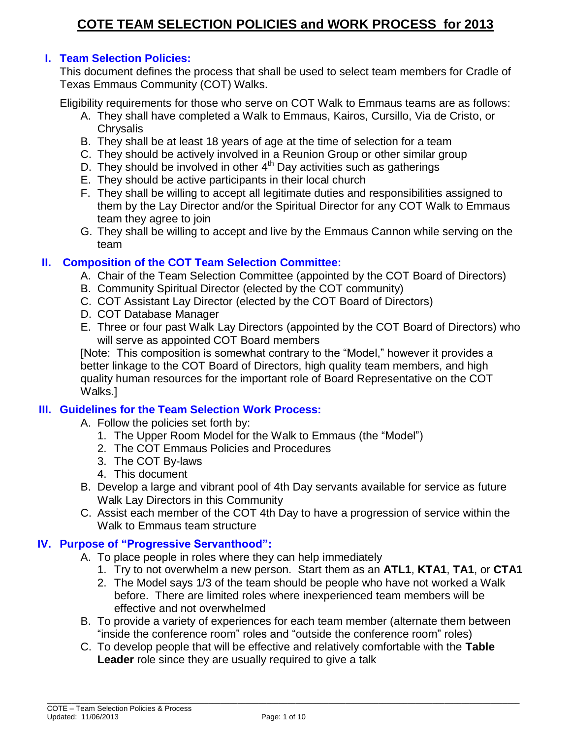# COTE TEAM SELECTION POLICIES and WORK PROCESS for 2013

## I. Team Selection Policies:

This document defines the process that shall be used to select team members for Cradle of Texas Emmaus Community (COT) Walks.

Eligibility requirements for those who serve on COT Walk to Emmaus teams are as follows:

A. They shall have completed a Walk to Emmaus, Kairos, Cursillo, Via de Cristo, or Chrysalis
B. They shall be at least 18 years of age at the time of selection for a team
C. They should be actively involved in a Reunion Group or other similar group
D. They should be involved in other 4th Day activities such as gatherings
E. They should be active participants in their local church
F. They shall be willing to accept all legitimate duties and responsibilities assigned to them by the Lay Director and/or the Spiritual Director for any COT Walk to Emmaus team they agree to join
G. They shall be willing to accept and live by the Emmaus Cannon while serving on the team

## II. Composition of the COT Team Selection Committee:

A. Chair of the Team Selection Committee (appointed by the COT Board of Directors)
B. Community Spiritual Director (elected by the COT community)
C. COT Assistant Lay Director (elected by the COT Board of Directors)
D. COT Database Manager
E. Three or four past Walk Lay Directors (appointed by the COT Board of Directors) who will serve as appointed COT Board members

[Note: This composition is somewhat contrary to the "Model," however it provides a better linkage to the COT Board of Directors, high quality team members, and high quality human resources for the important role of Board Representative on the COT Walks.]

## III. Guidelines for the Team Selection Work Process:

A. Follow the policies set forth by:
   1. The Upper Room Model for the Walk to Emmaus (the "Model")
   2. The COT Emmaus Policies and Procedures
   3. The COT By-laws
   4. This document
B. Develop a large and vibrant pool of 4th Day servants available for service as future Walk Lay Directors in this Community
C. Assist each member of the COT 4th Day to have a progression of service within the Walk to Emmaus team structure

## IV. Purpose of "Progressive Servanthood":

A. To place people in roles where they can help immediately
   1. Try to not overwhelm a new person. Start them as an **ATL1**, **KTA1**, **TA1**, or **CTA1**
   2. The Model says 1/3 of the team should be people who have not worked a Walk before. There are limited roles where inexperienced team members will be effective and not overwhelmed
B. To provide a variety of experiences for each team member (alternate them between "inside the conference room" roles and "outside the conference room" roles)
C. To develop people that will be effective and relatively comfortable with the **Table Leader** role since they are usually required to give a talk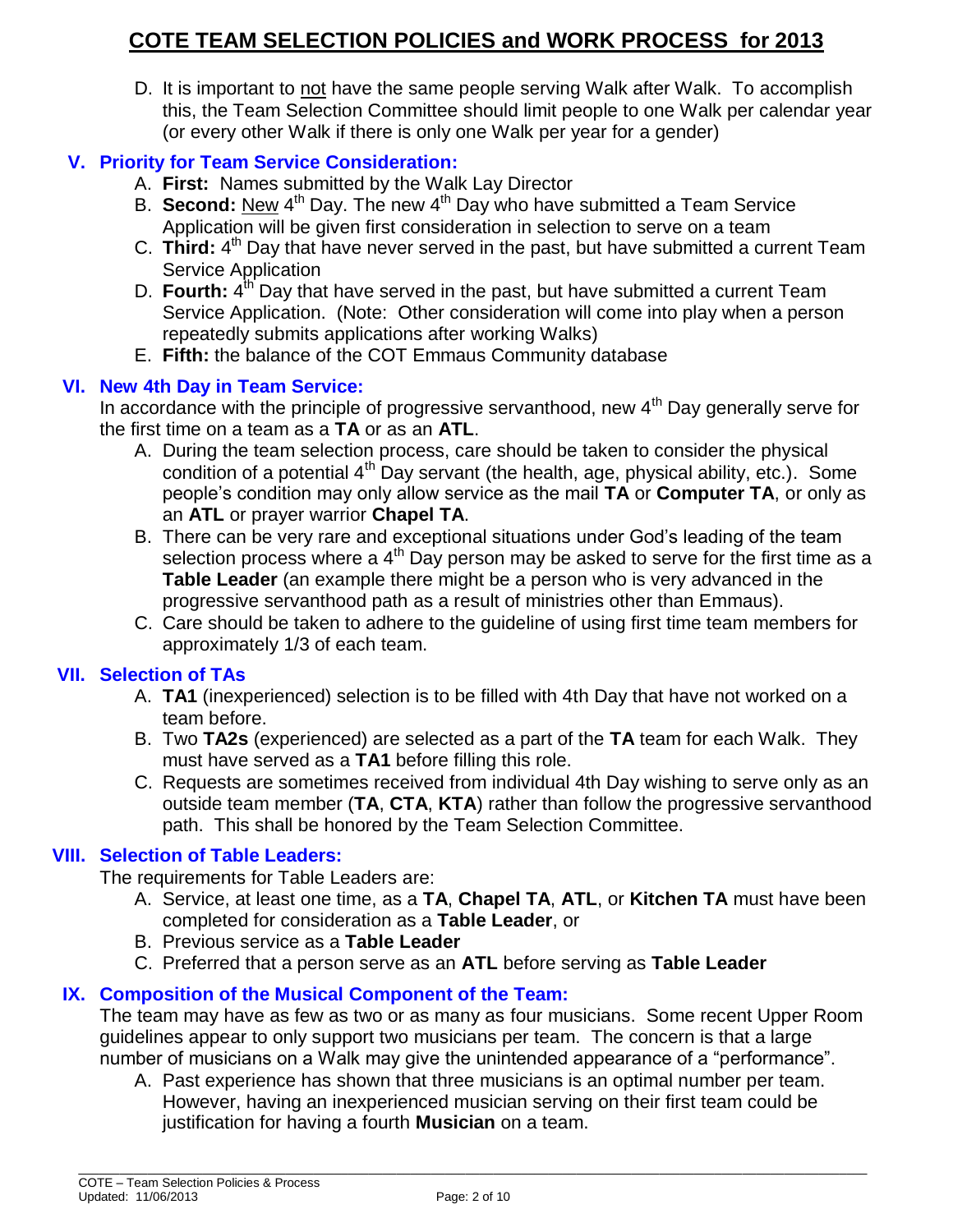D. It is important to not have the same people serving Walk after Walk. To accomplish this, the Team Selection Committee should limit people to one Walk per calendar year (or every other Walk if there is only one Walk per year for a gender)

## V. Priority for Team Service Consideration:

A. **First:** Names submitted by the Walk Lay Director
B. **Second:** New 4th Day. The new 4th Day who have submitted a Team Service Application will be given first consideration in selection to serve on a team
C. **Third:** 4th Day that have never served in the past, but have submitted a current Team Service Application
D. **Fourth:** 4th Day that have served in the past, but have submitted a current Team Service Application. (Note: Other consideration will come into play when a person repeatedly submits applications after working Walks)
E. **Fifth:** the balance of the COT Emmaus Community database

## VI. New 4th Day in Team Service:

In accordance with the principle of progressive servanthood, new 4th Day generally serve for the first time on a team as a **TA** or as an **ATL**.

A. During the team selection process, care should be taken to consider the physical condition of a potential 4th Day servant (the health, age, physical ability, etc.). Some people's condition may only allow service as the mail **TA** or **Computer TA**, or only as an **ATL** or prayer warrior **Chapel TA**.
B. There can be very rare and exceptional situations under God's leading of the team selection process where a 4th Day person may be asked to serve for the first time as a **Table Leader** (an example there might be a person who is very advanced in the progressive servanthood path as a result of ministries other than Emmaus).
C. Care should be taken to adhere to the guideline of using first time team members for approximately 1/3 of each team.

## VII. Selection of TAs

A. **TA1** (inexperienced) selection is to be filled with 4th Day that have not worked on a team before.
B. Two **TA2s** (experienced) are selected as a part of the **TA** team for each Walk. They must have served as a **TA1** before filling this role.
C. Requests are sometimes received from individual 4th Day wishing to serve only as an outside team member (**TA**, **CTA**, **KTA**) rather than follow the progressive servanthood path. This shall be honored by the Team Selection Committee.

## VIII. Selection of Table Leaders:

The requirements for Table Leaders are:

A. Service, at least one time, as a **TA**, **Chapel TA**, **ATL**, or **Kitchen TA** must have been completed for consideration as a **Table Leader**, or
B. Previous service as a **Table Leader**
C. Preferred that a person serve as an **ATL** before serving as **Table Leader**

## IX. Composition of the Musical Component of the Team:

The team may have as few as two or as many as four musicians. Some recent Upper Room guidelines appear to only support two musicians per team. The concern is that a large number of musicians on a Walk may give the unintended appearance of a "performance".

A. Past experience has shown that three musicians is an optimal number per team. However, having an inexperienced musician serving on their first team could be justification for having a fourth **Musician** on a team.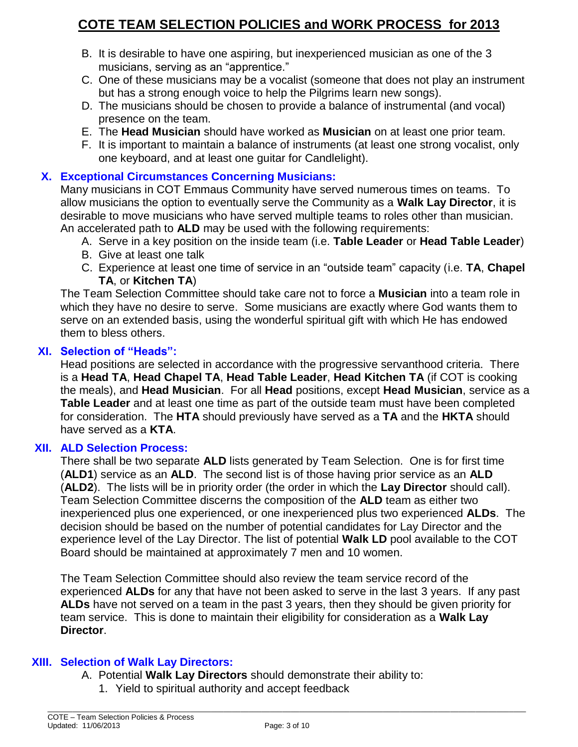B. It is desirable to have one aspiring, but inexperienced musician as one of the 3 musicians, serving as an "apprentice."
C. One of these musicians may be a vocalist (someone that does not play an instrument but has a strong enough voice to help the Pilgrims learn new songs).
D. The musicians should be chosen to provide a balance of instrumental (and vocal) presence on the team.
E. The **Head Musician** should have worked as **Musician** on at least one prior team.
F. It is important to maintain a balance of instruments (at least one strong vocalist, only one keyboard, and at least one guitar for Candlelight).

## X. Exceptional Circumstances Concerning Musicians:

Many musicians in COT Emmaus Community have served numerous times on teams. To allow musicians the option to eventually serve the Community as a **Walk Lay Director**, it is desirable to move musicians who have served multiple teams to roles other than musician. An accelerated path to **ALD** may be used with the following requirements:

A. Serve in a key position on the inside team (i.e. **Table Leader** or **Head Table Leader**)
B. Give at least one talk
C. Experience at least one time of service in an "outside team" capacity (i.e. **TA**, **Chapel TA**, or **Kitchen TA**)

The Team Selection Committee should take care not to force a **Musician** into a team role in which they have no desire to serve. Some musicians are exactly where God wants them to serve on an extended basis, using the wonderful spiritual gift with which He has endowed them to bless others.

## XI. Selection of "Heads":

Head positions are selected in accordance with the progressive servanthood criteria. There is a **Head TA**, **Head Chapel TA**, **Head Table Leader**, **Head Kitchen TA** (if COT is cooking the meals), and **Head Musician**. For all **Head** positions, except **Head Musician**, service as a **Table Leader** and at least one time as part of the outside team must have been completed for consideration. The **HTA** should previously have served as a **TA** and the **HKTA** should have served as a **KTA**.

## XII. ALD Selection Process:

There shall be two separate **ALD** lists generated by Team Selection. One is for first time (**ALD1**) service as an **ALD**. The second list is of those having prior service as an **ALD** (**ALD2**). The lists will be in priority order (the order in which the **Lay Director** should call). Team Selection Committee discerns the composition of the **ALD** team as either two inexperienced plus one experienced, or one inexperienced plus two experienced **ALDs**. The decision should be based on the number of potential candidates for Lay Director and the experience level of the Lay Director. The list of potential **Walk LD** pool available to the COT Board should be maintained at approximately 7 men and 10 women.

The Team Selection Committee should also review the team service record of the experienced **ALDs** for any that have not been asked to serve in the last 3 years. If any past **ALDs** have not served on a team in the past 3 years, then they should be given priority for team service. This is done to maintain their eligibility for consideration as a **Walk Lay Director**.

## XIII. Selection of Walk Lay Directors:

A. Potential **Walk Lay Directors** should demonstrate their ability to:
   1. Yield to spiritual authority and accept feedback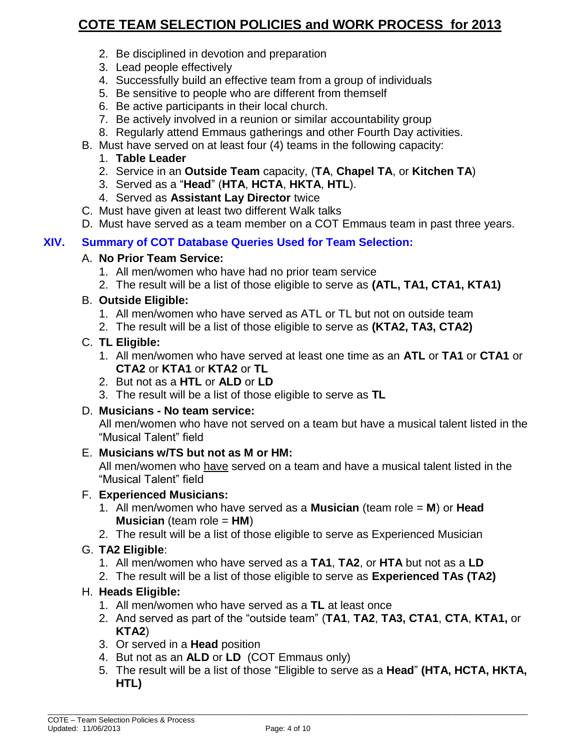2. Be disciplined in devotion and preparation
3. Lead people effectively
4. Successfully build an effective team from a group of individuals
5. Be sensitive to people who are different from themself
6. Be active participants in their local church.
7. Be actively involved in a reunion or similar accountability group
8. Regularly attend Emmaus gatherings and other Fourth Day activities.

B. Must have served on at least four (4) teams in the following capacity:
   1. **Table Leader**
   2. Service in an **Outside Team** capacity, (**TA**, **Chapel TA**, or **Kitchen TA**)
   3. Served as a "**Head**" (**HTA**, **HCTA**, **HKTA**, **HTL**).
   4. Served as **Assistant Lay Director** twice

C. Must have given at least two different Walk talks

D. Must have served as a team member on a COT Emmaus team in past three years.

## XIV. Summary of COT Database Queries Used for Team Selection:

A. **No Prior Team Service:**
   1. All men/women who have had no prior team service
   2. The result will be a list of those eligible to serve as **(ATL, TA1, CTA1, KTA1)**

B. **Outside Eligible:**
   1. All men/women who have served as ATL or TL but not on outside team
   2. The result will be a list of those eligible to serve as **(KTA2, TA3, CTA2)**

C. **TL Eligible:**
   1. All men/women who have served at least one time as an **ATL** or **TA1** or **CTA1** or **CTA2** or **KTA1** or **KTA2** or **TL**
   2. But not as a **HTL** or **ALD** or **LD**
   3. The result will be a list of those eligible to serve as **TL**

D. **Musicians - No team service:**
   All men/women who have not served on a team but have a musical talent listed in the "Musical Talent" field

E. **Musicians w/TS but not as M or HM:**
   All men/women who have served on a team and have a musical talent listed in the "Musical Talent" field

F. **Experienced Musicians:**
   1. All men/women who have served as a **Musician** (team role = **M**) or **Head Musician** (team role = **HM**)
   2. The result will be a list of those eligible to serve as Experienced Musician

G. **TA2 Eligible**:
   1. All men/women who have served as a **TA1**, **TA2**, or **HTA** but not as a **LD**
   2. The result will be a list of those eligible to serve as **Experienced TAs (TA2)**

H. **Heads Eligible:**
   1. All men/women who have served as a **TL** at least once
   2. And served as part of the "outside team" (**TA1**, **TA2**, **TA3, CTA1**, **CTA**, **KTA1,** or **KTA2**)
   3. Or served in a **Head** position
   4. But not as an **ALD** or **LD** (COT Emmaus only)
   5. The result will be a list of those "Eligible to serve as a **Head**" **(HTA, HCTA, HKTA, HTL)**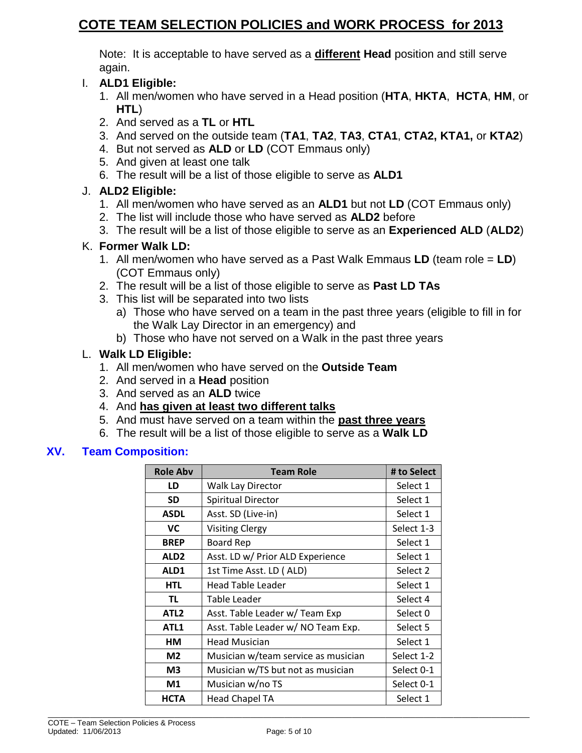# COTE TEAM SELECTION POLICIES and WORK PROCESS for 2013

Note: It is acceptable to have served as a **different** **Head** position and still serve again.

I. **ALD1 Eligible:**

1. All men/women who have served in a Head position (**HTA**, **HKTA**, **HCTA**, **HM**, or **HTL**)
2. And served as a **TL** or **HTL**
3. And served on the outside team (**TA1**, **TA2**, **TA3**, **CTA1**, **CTA2, KTA1,** or **KTA2**)
4. But not served as **ALD** or **LD** (COT Emmaus only)
5. And given at least one talk
6. The result will be a list of those eligible to serve as **ALD1**

J. **ALD2 Eligible:**

1. All men/women who have served as an **ALD1** but not **LD** (COT Emmaus only)
2. The list will include those who have served as **ALD2** before
3. The result will be a list of those eligible to serve as an **Experienced ALD** (**ALD2**)

K. **Former Walk LD:**

1. All men/women who have served as a Past Walk Emmaus **LD** (team role = **LD**) (COT Emmaus only)
2. The result will be a list of those eligible to serve as **Past LD TAs**
3. This list will be separated into two lists
   a) Those who have served on a team in the past three years (eligible to fill in for the Walk Lay Director in an emergency) and
   b) Those who have not served on a Walk in the past three years

L. **Walk LD Eligible:**

1. All men/women who have served on the **Outside Team**
2. And served in a **Head** position
3. And served as an **ALD** twice
4. And **has given at least two different talks**
5. And must have served on a team within the **past three years**
6. The result will be a list of those eligible to serve as a **Walk LD**

## XV. Team Composition:

| Role Abv | Team Role | # to Select |
|---|---|---|
| LD | Walk Lay Director | Select 1 |
| SD | Spiritual Director | Select 1 |
| ASDL | Asst. SD (Live-in) | Select 1 |
| VC | Visiting Clergy | Select 1-3 |
| BREP | Board Rep | Select 1 |
| ALD2 | Asst. LD w/ Prior ALD Experience | Select 1 |
| ALD1 | 1st Time Asst. LD ( ALD) | Select 2 |
| HTL | Head Table Leader | Select 1 |
| TL | Table Leader | Select 4 |
| ATL2 | Asst. Table Leader w/ Team Exp | Select 0 |
| ATL1 | Asst. Table Leader w/ NO Team Exp. | Select 5 |
| HM | Head Musician | Select 1 |
| M2 | Musician w/team service as musician | Select 1-2 |
| M3 | Musician w/TS but not as musician | Select 0-1 |
| M1 | Musician w/no TS | Select 0-1 |
| HCTA | Head Chapel TA | Select 1 |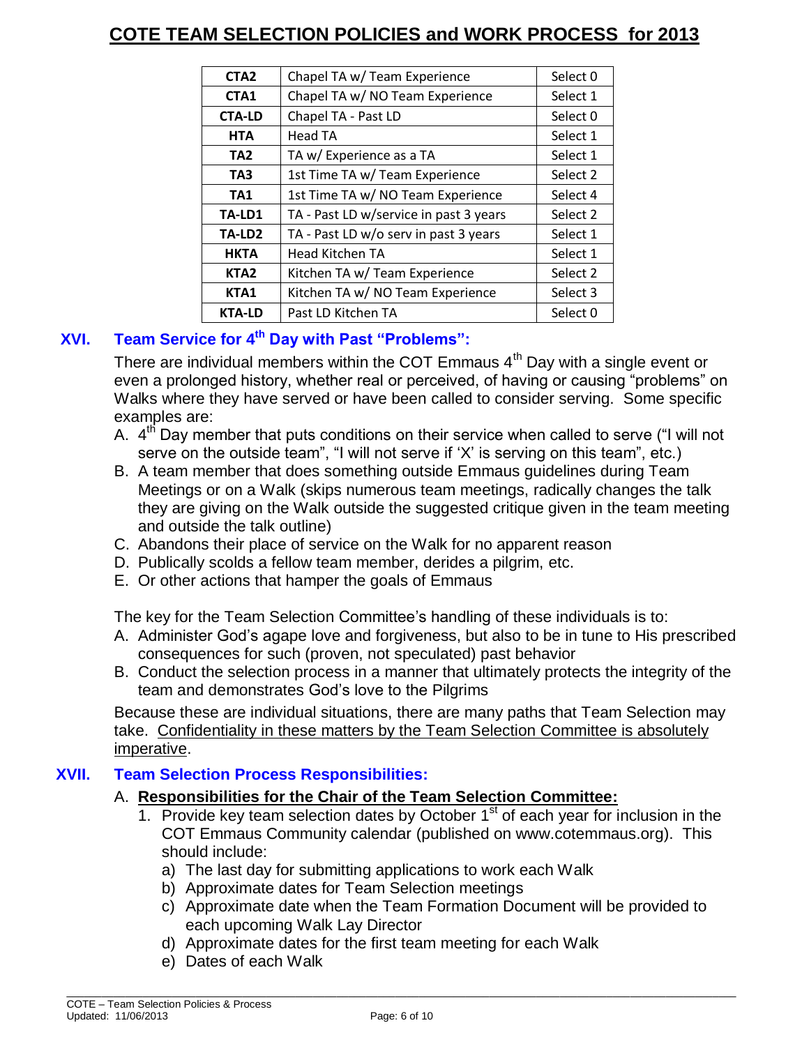| CTA2 | Chapel TA w/ Team Experience | Select 0 |
|---|---|---|
| CTA1 | Chapel TA w/ NO Team Experience | Select 1 |
| CTA-LD | Chapel TA - Past LD | Select 0 |
| HTA | Head TA | Select 1 |
| TA2 | TA w/ Experience as a TA | Select 1 |
| TA3 | 1st Time TA w/ Team Experience | Select 2 |
| TA1 | 1st Time TA w/ NO Team Experience | Select 4 |
| TA-LD1 | TA - Past LD w/service in past 3 years | Select 2 |
| TA-LD2 | TA - Past LD w/o serv in past 3 years | Select 1 |
| HKTA | Head Kitchen TA | Select 1 |
| KTA2 | Kitchen TA w/ Team Experience | Select 2 |
| KTA1 | Kitchen TA w/ NO Team Experience | Select 3 |
| KTA-LD | Past LD Kitchen TA | Select 0 |

## XVI. Team Service for 4th Day with Past "Problems":

There are individual members within the COT Emmaus 4th Day with a single event or even a prolonged history, whether real or perceived, of having or causing "problems" on Walks where they have served or have been called to consider serving. Some specific examples are:

A. 4th Day member that puts conditions on their service when called to serve ("I will not serve on the outside team", "I will not serve if 'X' is serving on this team", etc.)
B. A team member that does something outside Emmaus guidelines during Team Meetings or on a Walk (skips numerous team meetings, radically changes the talk they are giving on the Walk outside the suggested critique given in the team meeting and outside the talk outline)
C. Abandons their place of service on the Walk for no apparent reason
D. Publically scolds a fellow team member, derides a pilgrim, etc.
E. Or other actions that hamper the goals of Emmaus

The key for the Team Selection Committee's handling of these individuals is to:

A. Administer God's agape love and forgiveness, but also to be in tune to His prescribed consequences for such (proven, not speculated) past behavior
B. Conduct the selection process in a manner that ultimately protects the integrity of the team and demonstrates God's love to the Pilgrims

Because these are individual situations, there are many paths that Team Selection may take. Confidentiality in these matters by the Team Selection Committee is absolutely imperative.

## XVII. Team Selection Process Responsibilities:

### A. Responsibilities for the Chair of the Team Selection Committee:

1. Provide key team selection dates by October 1st of each year for inclusion in the COT Emmaus Community calendar (published on www.cotemmaus.org). This should include:
   a) The last day for submitting applications to work each Walk
   b) Approximate dates for Team Selection meetings
   c) Approximate date when the Team Formation Document will be provided to each upcoming Walk Lay Director
   d) Approximate dates for the first team meeting for each Walk
   e) Dates of each Walk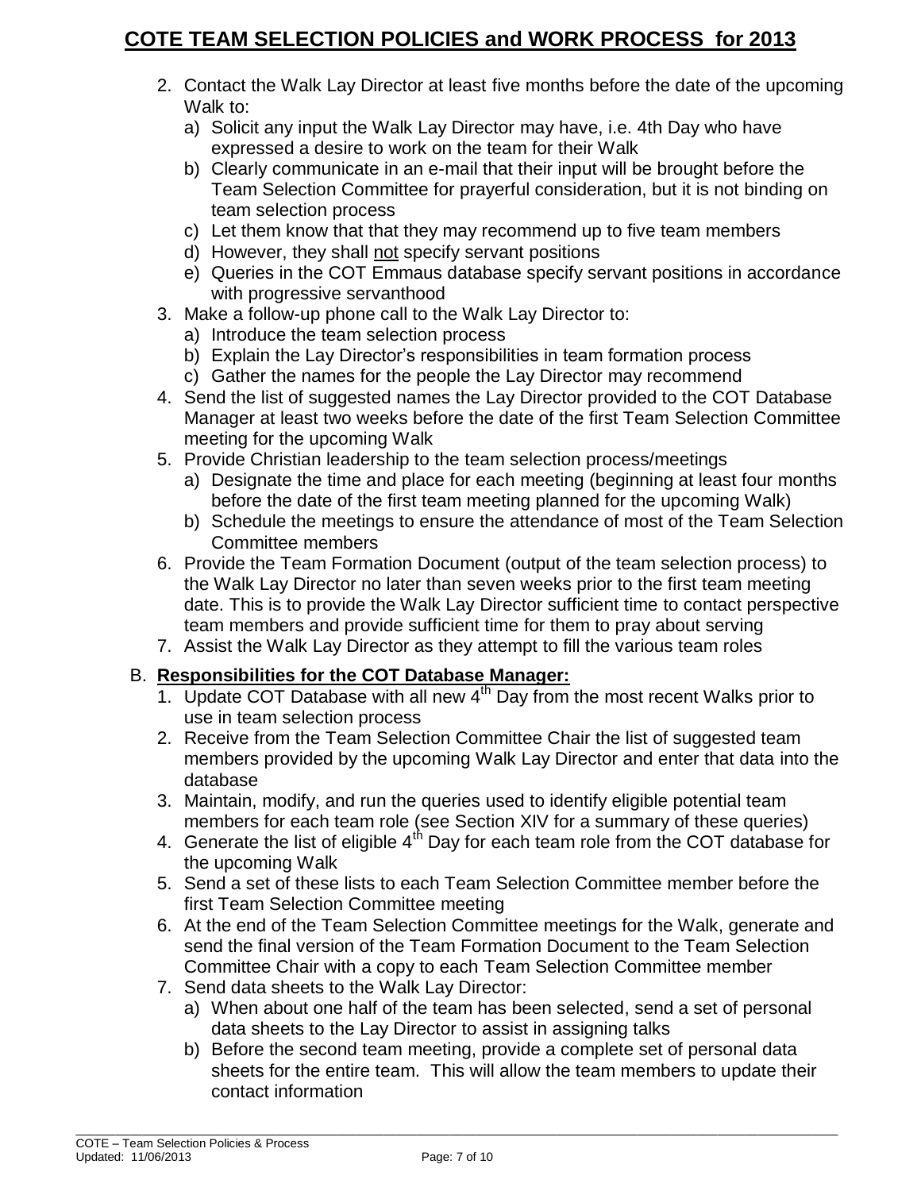# COTE TEAM SELECTION POLICIES and WORK PROCESS for 2013

2. Contact the Walk Lay Director at least five months before the date of the upcoming Walk to:
   a) Solicit any input the Walk Lay Director may have, i.e. 4th Day who have expressed a desire to work on the team for their Walk
   b) Clearly communicate in an e-mail that their input will be brought before the Team Selection Committee for prayerful consideration, but it is not binding on team selection process
   c) Let them know that that they may recommend up to five team members
   d) However, they shall not specify servant positions
   e) Queries in the COT Emmaus database specify servant positions in accordance with progressive servanthood
3. Make a follow-up phone call to the Walk Lay Director to:
   a) Introduce the team selection process
   b) Explain the Lay Director's responsibilities in team formation process
   c) Gather the names for the people the Lay Director may recommend
4. Send the list of suggested names the Lay Director provided to the COT Database Manager at least two weeks before the date of the first Team Selection Committee meeting for the upcoming Walk
5. Provide Christian leadership to the team selection process/meetings
   a) Designate the time and place for each meeting (beginning at least four months before the date of the first team meeting planned for the upcoming Walk)
   b) Schedule the meetings to ensure the attendance of most of the Team Selection Committee members
6. Provide the Team Formation Document (output of the team selection process) to the Walk Lay Director no later than seven weeks prior to the first team meeting date. This is to provide the Walk Lay Director sufficient time to contact perspective team members and provide sufficient time for them to pray about serving
7. Assist the Walk Lay Director as they attempt to fill the various team roles

B. **Responsibilities for the COT Database Manager:**
   1. Update COT Database with all new 4th Day from the most recent Walks prior to use in team selection process
   2. Receive from the Team Selection Committee Chair the list of suggested team members provided by the upcoming Walk Lay Director and enter that data into the database
   3. Maintain, modify, and run the queries used to identify eligible potential team members for each team role (see Section XIV for a summary of these queries)
   4. Generate the list of eligible 4th Day for each team role from the COT database for the upcoming Walk
   5. Send a set of these lists to each Team Selection Committee member before the first Team Selection Committee meeting
   6. At the end of the Team Selection Committee meetings for the Walk, generate and send the final version of the Team Formation Document to the Team Selection Committee Chair with a copy to each Team Selection Committee member
   7. Send data sheets to the Walk Lay Director:
      a) When about one half of the team has been selected, send a set of personal data sheets to the Lay Director to assist in assigning talks
      b) Before the second team meeting, provide a complete set of personal data sheets for the entire team. This will allow the team members to update their contact information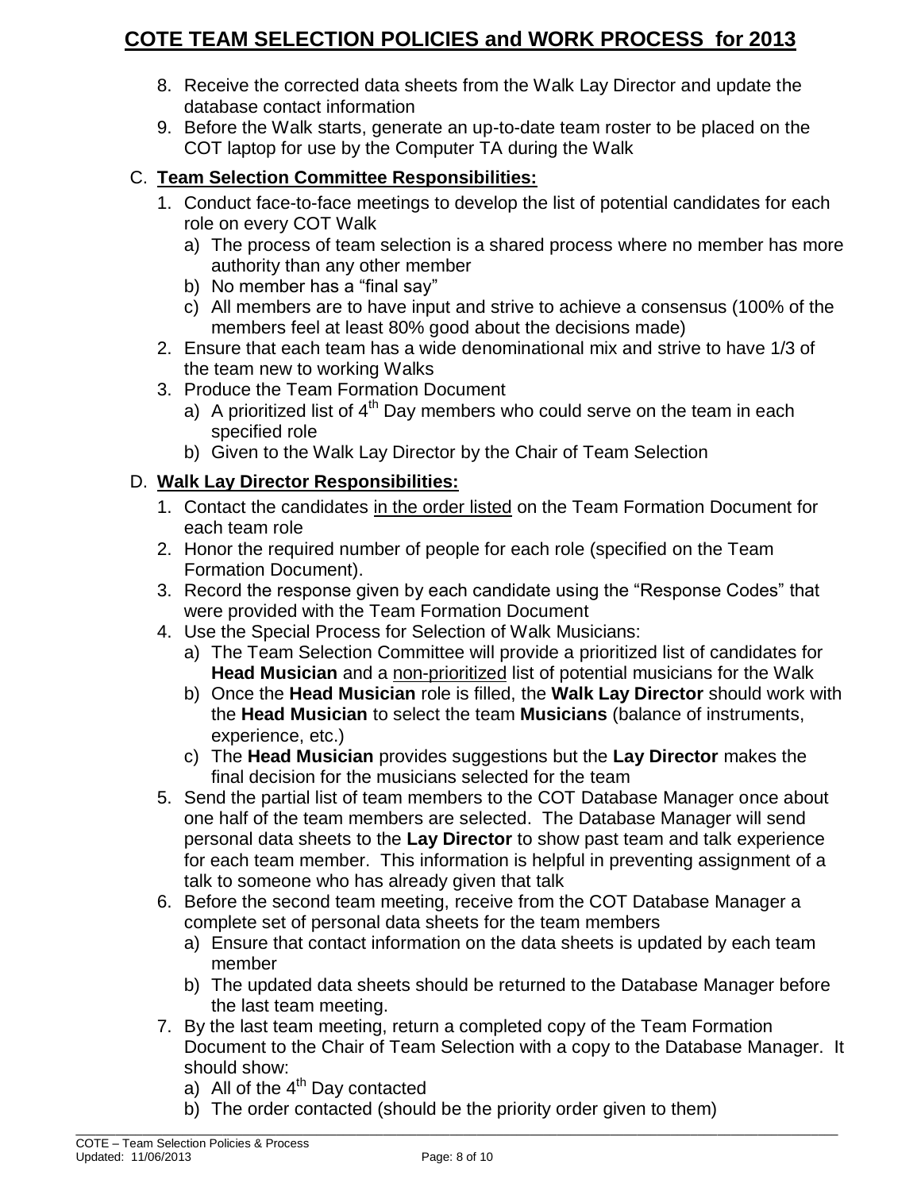8. Receive the corrected data sheets from the Walk Lay Director and update the database contact information
9. Before the Walk starts, generate an up-to-date team roster to be placed on the COT laptop for use by the Computer TA during the Walk

C. **Team Selection Committee Responsibilities:**

1. Conduct face-to-face meetings to develop the list of potential candidates for each role on every COT Walk
   a) The process of team selection is a shared process where no member has more authority than any other member
   b) No member has a "final say"
   c) All members are to have input and strive to achieve a consensus (100% of the members feel at least 80% good about the decisions made)
2. Ensure that each team has a wide denominational mix and strive to have 1/3 of the team new to working Walks
3. Produce the Team Formation Document
   a) A prioritized list of 4th Day members who could serve on the team in each specified role
   b) Given to the Walk Lay Director by the Chair of Team Selection

D. **Walk Lay Director Responsibilities:**

1. Contact the candidates <u>in the order listed</u> on the Team Formation Document for each team role
2. Honor the required number of people for each role (specified on the Team Formation Document).
3. Record the response given by each candidate using the "Response Codes" that were provided with the Team Formation Document
4. Use the Special Process for Selection of Walk Musicians:
   a) The Team Selection Committee will provide a prioritized list of candidates for **Head Musician** and a <u>non-prioritized</u> list of potential musicians for the Walk
   b) Once the **Head Musician** role is filled, the **Walk Lay Director** should work with the **Head Musician** to select the team **Musicians** (balance of instruments, experience, etc.)
   c) The **Head Musician** provides suggestions but the **Lay Director** makes the final decision for the musicians selected for the team
5. Send the partial list of team members to the COT Database Manager once about one half of the team members are selected. The Database Manager will send personal data sheets to the **Lay Director** to show past team and talk experience for each team member. This information is helpful in preventing assignment of a talk to someone who has already given that talk
6. Before the second team meeting, receive from the COT Database Manager a complete set of personal data sheets for the team members
   a) Ensure that contact information on the data sheets is updated by each team member
   b) The updated data sheets should be returned to the Database Manager before the last team meeting.
7. By the last team meeting, return a completed copy of the Team Formation Document to the Chair of Team Selection with a copy to the Database Manager. It should show:
   a) All of the 4th Day contacted
   b) The order contacted (should be the priority order given to them)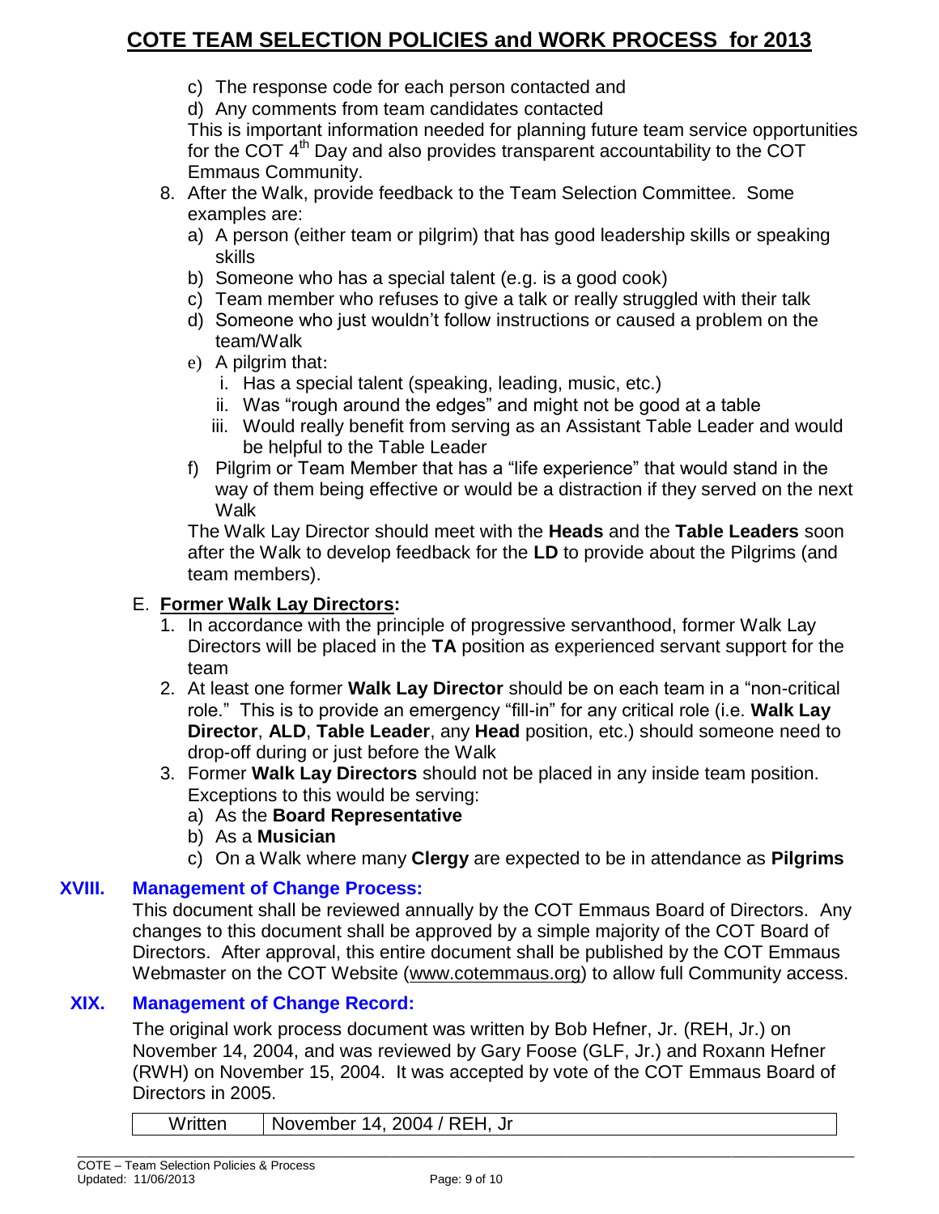c) The response code for each person contacted and
d) Any comments from team candidates contacted

This is important information needed for planning future team service opportunities for the COT 4th Day and also provides transparent accountability to the COT Emmaus Community.

8. After the Walk, provide feedback to the Team Selection Committee. Some examples are:
   a) A person (either team or pilgrim) that has good leadership skills or speaking skills
   b) Someone who has a special talent (e.g. is a good cook)
   c) Team member who refuses to give a talk or really struggled with their talk
   d) Someone who just wouldn't follow instructions or caused a problem on the team/Walk
   e) A pilgrim that:
      i. Has a special talent (speaking, leading, music, etc.)
      ii. Was "rough around the edges" and might not be good at a table
      iii. Would really benefit from serving as an Assistant Table Leader and would be helpful to the Table Leader
   f) Pilgrim or Team Member that has a "life experience" that would stand in the way of them being effective or would be a distraction if they served on the next Walk

   The Walk Lay Director should meet with the **Heads** and the **Table Leaders** soon after the Walk to develop feedback for the **LD** to provide about the Pilgrims (and team members).

E. **Former Walk Lay Directors:**

1. In accordance with the principle of progressive servanthood, former Walk Lay Directors will be placed in the **TA** position as experienced servant support for the team
2. At least one former **Walk Lay Director** should be on each team in a "non-critical role." This is to provide an emergency "fill-in" for any critical role (i.e. **Walk Lay Director**, **ALD**, **Table Leader**, any **Head** position, etc.) should someone need to drop-off during or just before the Walk
3. Former **Walk Lay Directors** should not be placed in any inside team position. Exceptions to this would be serving:
   a) As the **Board Representative**
   b) As a **Musician**
   c) On a Walk where many **Clergy** are expected to be in attendance as **Pilgrims**

## XVIII. Management of Change Process:

This document shall be reviewed annually by the COT Emmaus Board of Directors. Any changes to this document shall be approved by a simple majority of the COT Board of Directors. After approval, this entire document shall be published by the COT Emmaus Webmaster on the COT Website (www.cotemmaus.org) to allow full Community access.

## XIX. Management of Change Record:

The original work process document was written by Bob Hefner, Jr. (REH, Jr.) on November 14, 2004, and was reviewed by Gary Foose (GLF, Jr.) and Roxann Hefner (RWH) on November 15, 2004. It was accepted by vote of the COT Emmaus Board of Directors in 2005.

| Written | November 14, 2004 / REH, Jr |
|---|---|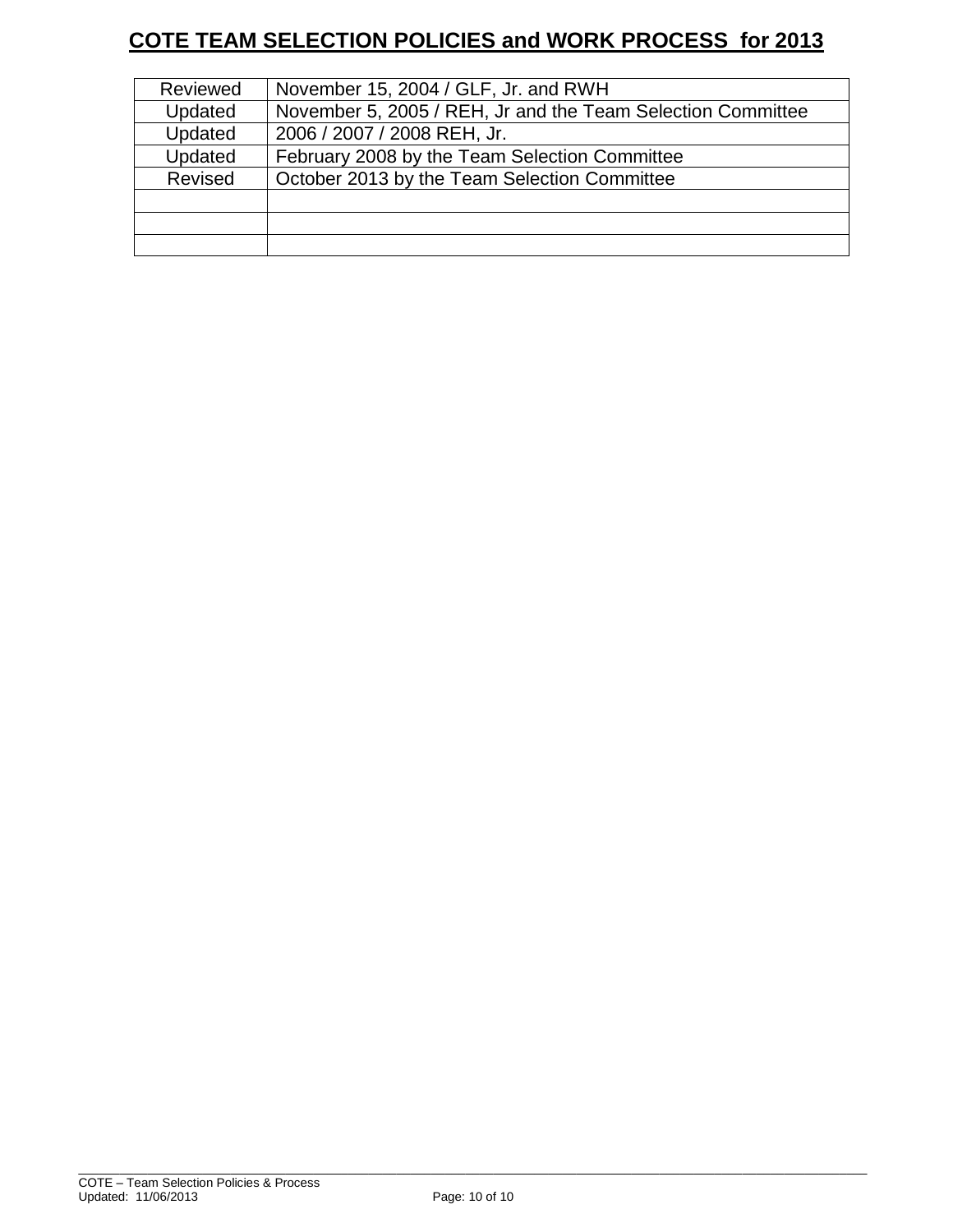# COTE TEAM SELECTION POLICIES and WORK PROCESS for 2013

| | |
|---|---|
| Reviewed | November 15, 2004 / GLF, Jr. and RWH |
| Updated | November 5, 2005 / REH, Jr and the Team Selection Committee |
| Updated | 2006 / 2007 / 2008 REH, Jr. |
| Updated | February 2008 by the Team Selection Committee |
| Revised | October 2013 by the Team Selection Committee |
| | |
| | |
| | |